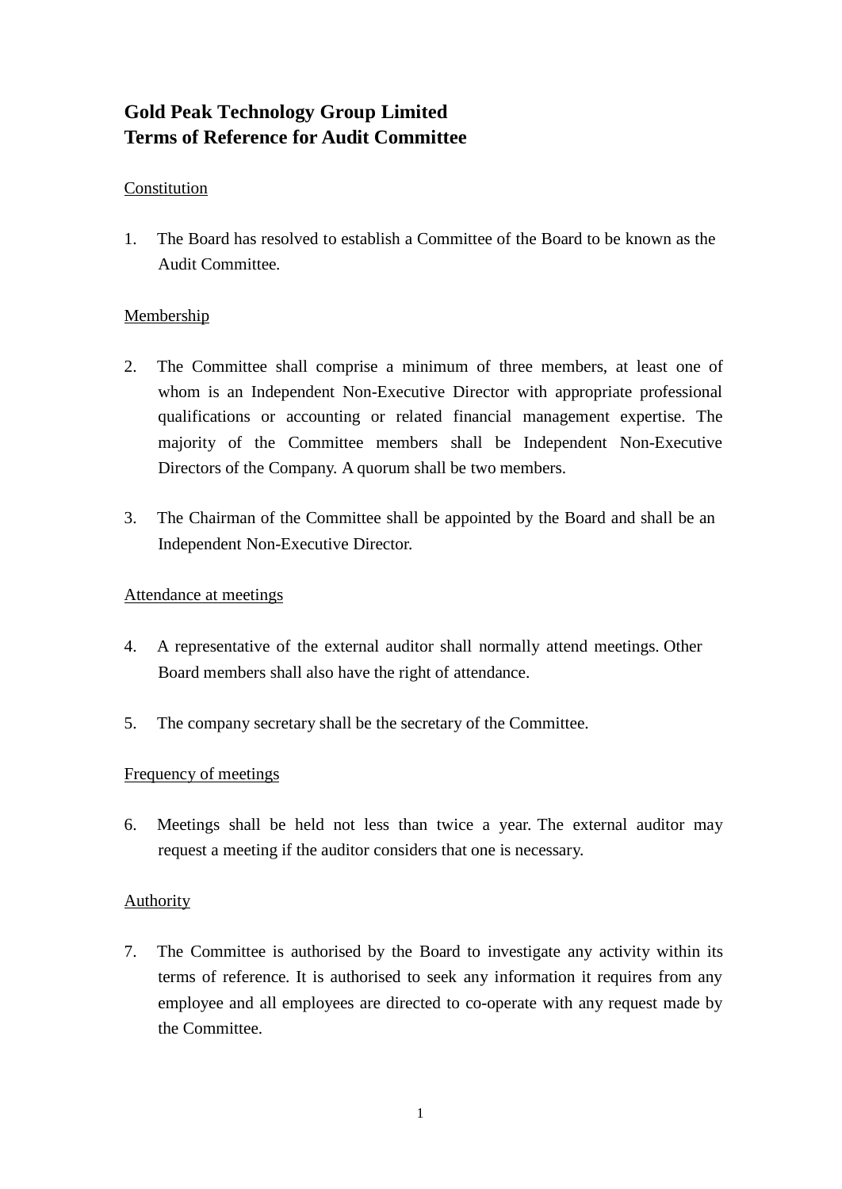# Gold Peak Technology Group Limited
# Terms of Reference for Audit Committee

Constitution

1. The Board has resolved to establish a Committee of the Board to be known as the Audit Committee.

Membership

2. The Committee shall comprise a minimum of three members, at least one of whom is an Independent Non-Executive Director with appropriate professional qualifications or accounting or related financial management expertise. The majority of the Committee members shall be Independent Non-Executive Directors of the Company. A quorum shall be two members.

3. The Chairman of the Committee shall be appointed by the Board and shall be an Independent Non-Executive Director.

Attendance at meetings

4. A representative of the external auditor shall normally attend meetings. Other Board members shall also have the right of attendance.

5. The company secretary shall be the secretary of the Committee.

Frequency of meetings

6. Meetings shall be held not less than twice a year. The external auditor may request a meeting if the auditor considers that one is necessary.

Authority

7. The Committee is authorised by the Board to investigate any activity within its terms of reference. It is authorised to seek any information it requires from any employee and all employees are directed to co-operate with any request made by the Committee.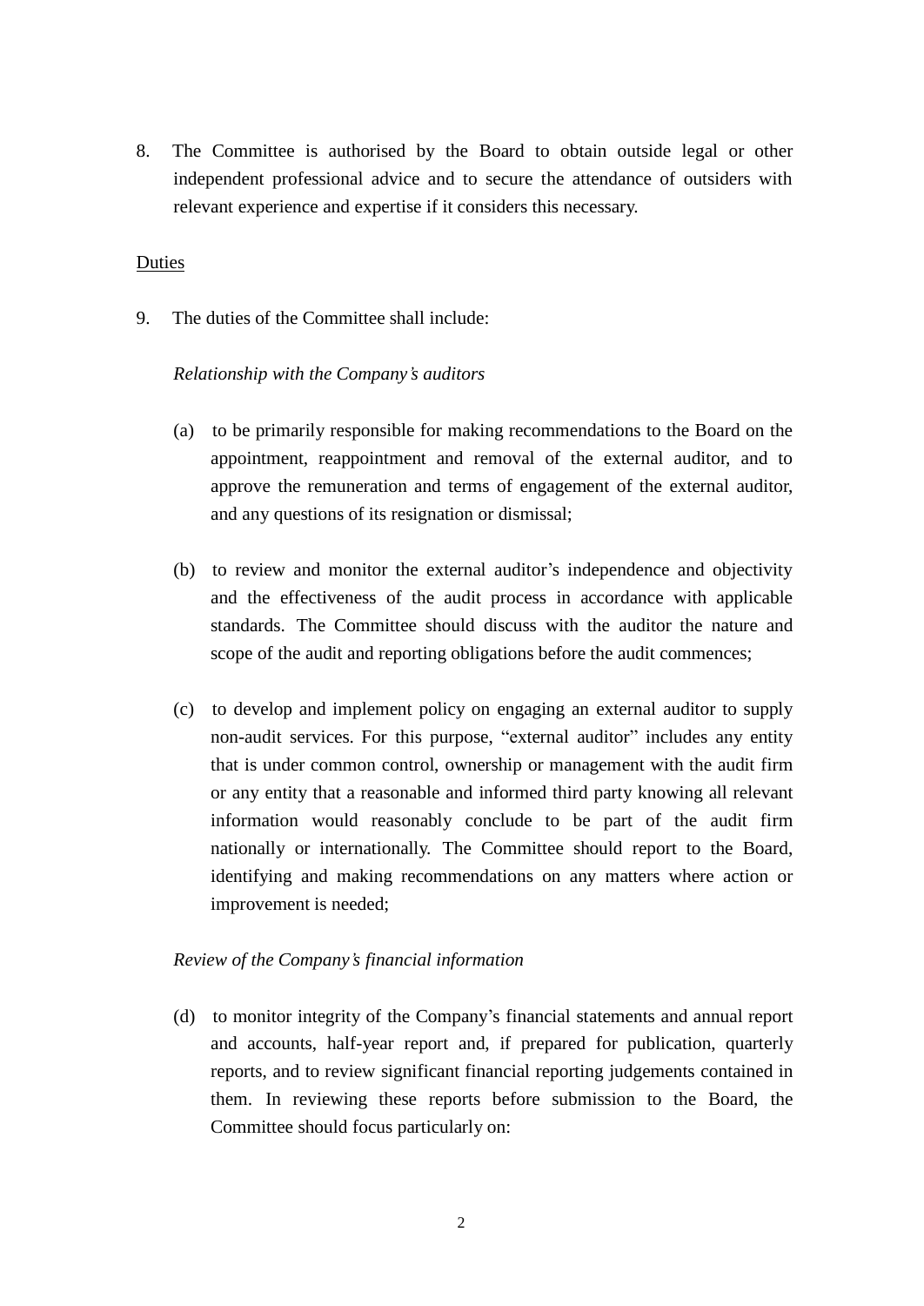8. The Committee is authorised by the Board to obtain outside legal or other independent professional advice and to secure the attendance of outsiders with relevant experience and expertise if it considers this necessary.

<u>Duties</u>

9. The duties of the Committee shall include:

   *Relationship with the Company's auditors*

   (a) to be primarily responsible for making recommendations to the Board on the appointment, reappointment and removal of the external auditor, and to approve the remuneration and terms of engagement of the external auditor, and any questions of its resignation or dismissal;

   (b) to review and monitor the external auditor's independence and objectivity and the effectiveness of the audit process in accordance with applicable standards. The Committee should discuss with the auditor the nature and scope of the audit and reporting obligations before the audit commences;

   (c) to develop and implement policy on engaging an external auditor to supply non-audit services. For this purpose, "external auditor" includes any entity that is under common control, ownership or management with the audit firm or any entity that a reasonable and informed third party knowing all relevant information would reasonably conclude to be part of the audit firm nationally or internationally. The Committee should report to the Board, identifying and making recommendations on any matters where action or improvement is needed;

   *Review of the Company's financial information*

   (d) to monitor integrity of the Company's financial statements and annual report and accounts, half-year report and, if prepared for publication, quarterly reports, and to review significant financial reporting judgements contained in them. In reviewing these reports before submission to the Board, the Committee should focus particularly on: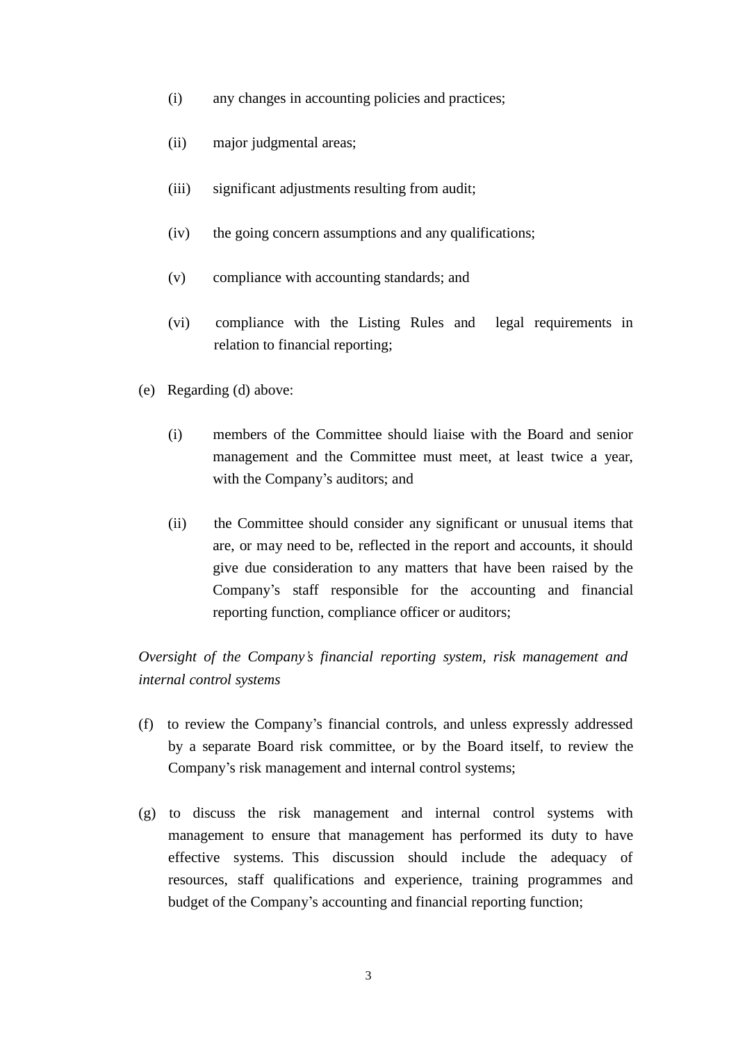(i) any changes in accounting policies and practices;

(ii) major judgmental areas;

(iii) significant adjustments resulting from audit;

(iv) the going concern assumptions and any qualifications;

(v) compliance with accounting standards; and

(vi) compliance with the Listing Rules and legal requirements in relation to financial reporting;

(e) Regarding (d) above:

(i) members of the Committee should liaise with the Board and senior management and the Committee must meet, at least twice a year, with the Company's auditors; and

(ii) the Committee should consider any significant or unusual items that are, or may need to be, reflected in the report and accounts, it should give due consideration to any matters that have been raised by the Company's staff responsible for the accounting and financial reporting function, compliance officer or auditors;

*Oversight of the Company's financial reporting system, risk management and internal control systems*

(f) to review the Company's financial controls, and unless expressly addressed by a separate Board risk committee, or by the Board itself, to review the Company's risk management and internal control systems;

(g) to discuss the risk management and internal control systems with management to ensure that management has performed its duty to have effective systems. This discussion should include the adequacy of resources, staff qualifications and experience, training programmes and budget of the Company's accounting and financial reporting function;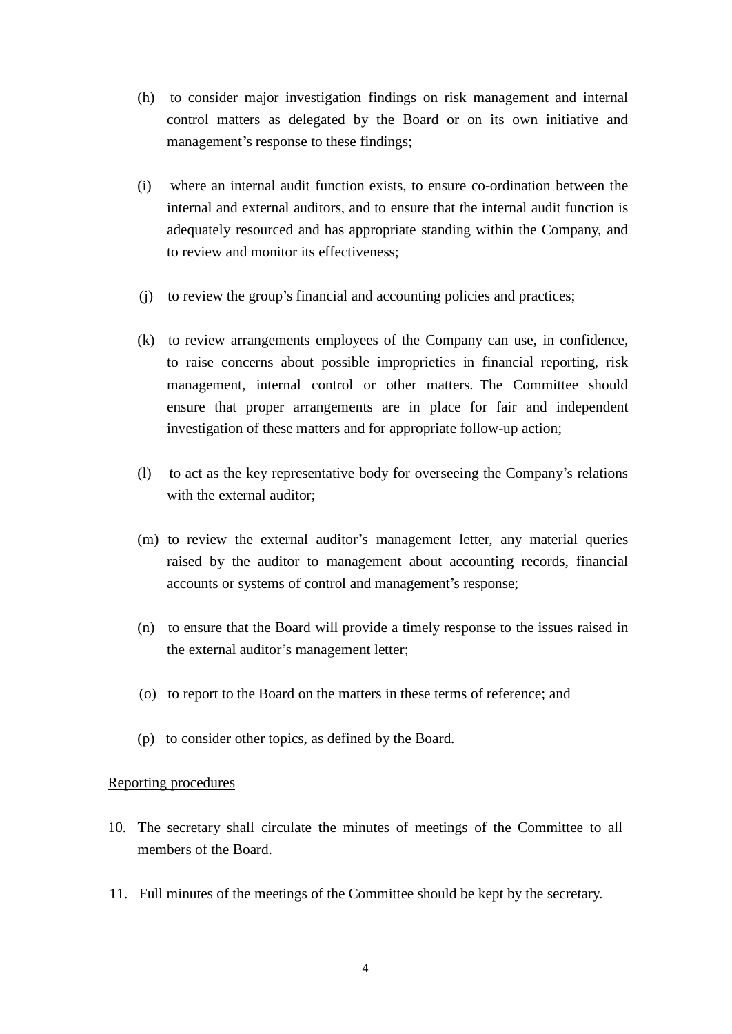(h) to consider major investigation findings on risk management and internal control matters as delegated by the Board or on its own initiative and management's response to these findings;

(i) where an internal audit function exists, to ensure co-ordination between the internal and external auditors, and to ensure that the internal audit function is adequately resourced and has appropriate standing within the Company, and to review and monitor its effectiveness;

(j) to review the group's financial and accounting policies and practices;

(k) to review arrangements employees of the Company can use, in confidence, to raise concerns about possible improprieties in financial reporting, risk management, internal control or other matters. The Committee should ensure that proper arrangements are in place for fair and independent investigation of these matters and for appropriate follow-up action;

(l) to act as the key representative body for overseeing the Company's relations with the external auditor;

(m) to review the external auditor's management letter, any material queries raised by the auditor to management about accounting records, financial accounts or systems of control and management's response;

(n) to ensure that the Board will provide a timely response to the issues raised in the external auditor's management letter;

(o) to report to the Board on the matters in these terms of reference; and

(p) to consider other topics, as defined by the Board.

Reporting procedures

10. The secretary shall circulate the minutes of meetings of the Committee to all members of the Board.

11. Full minutes of the meetings of the Committee should be kept by the secretary.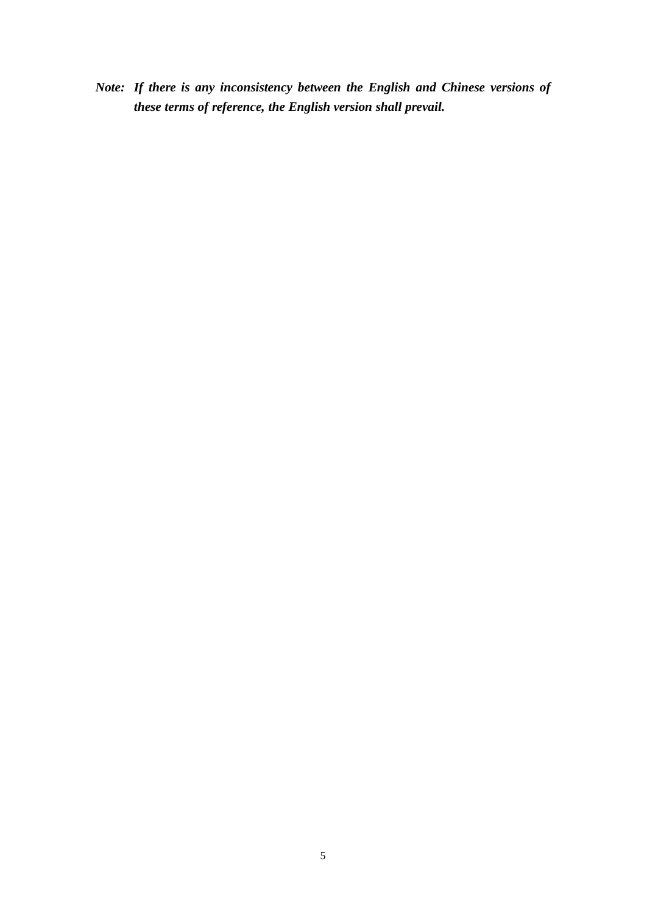***Note: If there is any inconsistency between the English and Chinese versions of these terms of reference, the English version shall prevail.***